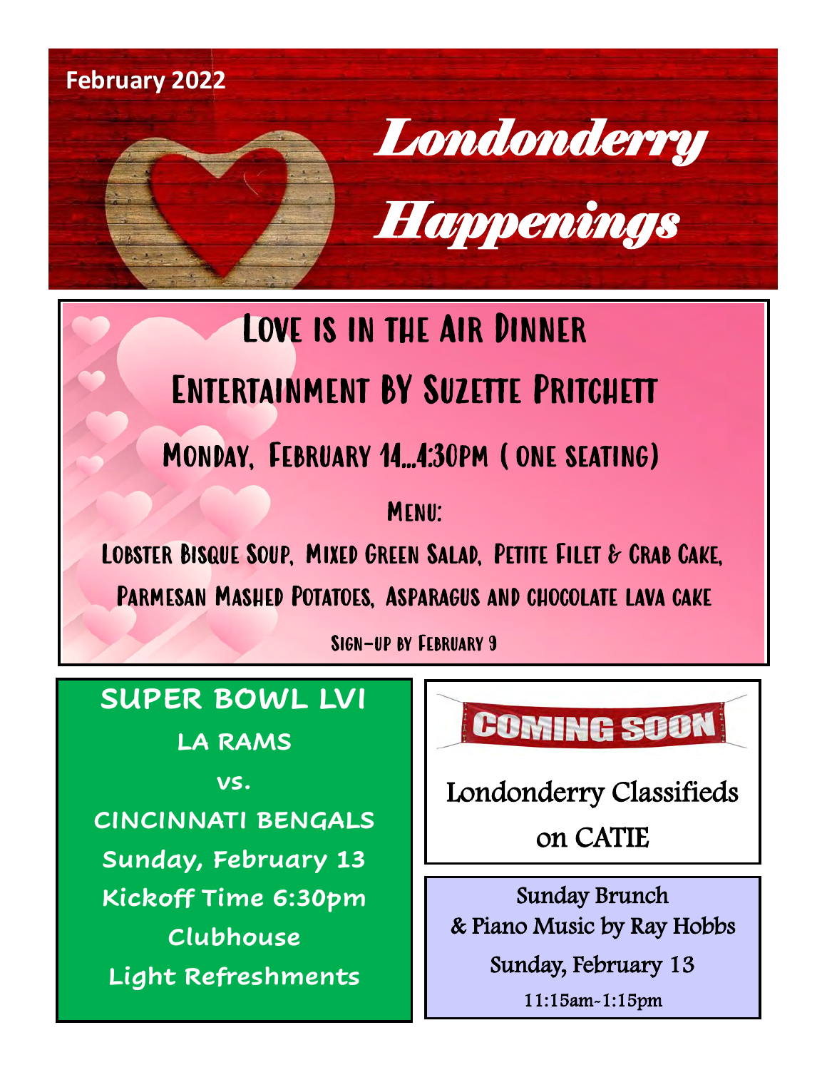February 2022

# Londonderry Happenings

## Love is in the Air Dinner

## Entertainment BY Suzette Pritchett

### Monday, February 14...4:30pm (one seating)

**Menu:**

Lobster Bisque Soup, Mixed Green Salad, Petite Filet & Crab Cake, Parmesan Mashed Potatoes, Asparagus and chocolate lava cake

Sign-up by February 9

## SUPER BOWL LVI

**LA RAMS**

**vs.**

**CINCINNATI BENGALS**

**Sunday, February 13**

**Kickoff Time 6:30pm**

**Clubhouse**

**Light Refreshments**

## COMING SOON

Londonderry Classifieds on CATIE

Sunday Brunch & Piano Music by Ray Hobbs

Sunday, February 13

11:15am-1:15pm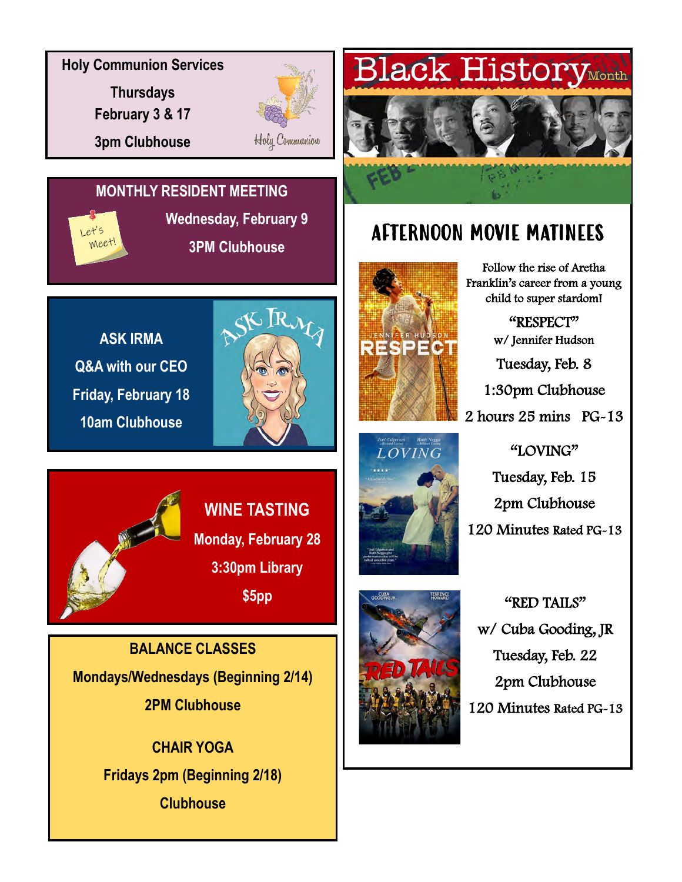## Holy Communion Services

Thursdays

February 3 & 17

3pm Clubhouse

## MONTHLY RESIDENT MEETING

Wednesday, February 9

3PM Clubhouse

## ASK IRMA

Q&A with our CEO

Friday, February 18

10am Clubhouse

## WINE TASTING

Monday, February 28

3:30pm Library

$5pp

## BALANCE CLASSES

Mondays/Wednesdays (Beginning 2/14)

2PM Clubhouse

## CHAIR YOGA

Fridays 2pm (Beginning 2/18)

Clubhouse

# Black History Month

## AFTERNOON MOVIE MATINEES

Follow the rise of Aretha Franklin's career from a young child to super stardom!

**"RESPECT"**

w/ Jennifer Hudson

Tuesday, Feb. 8

1:30pm Clubhouse

2 hours 25 mins PG-13

**"LOVING"**

Tuesday, Feb. 15

2pm Clubhouse

120 Minutes Rated PG-13

**"RED TAILS"**

w/ Cuba Gooding, JR

Tuesday, Feb. 22

2pm Clubhouse

120 Minutes Rated PG-13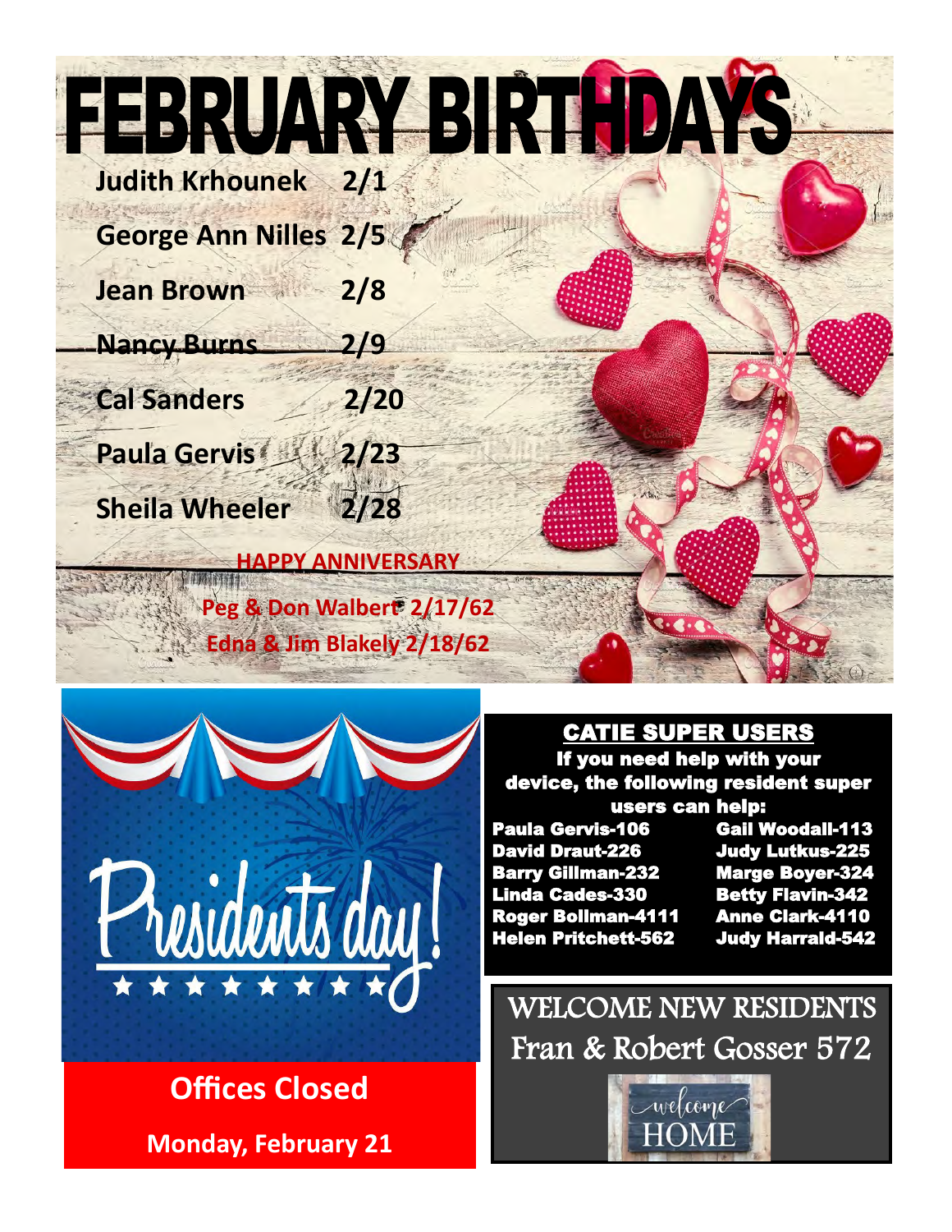# FEBRUARY BIRTHDAYS

Judith Krhounek 2/1

George Ann Nilles 2/5

Jean Brown 2/8

~~Nancy Burns 2/9~~

Cal Sanders 2/20

Paula Gervis 2/23

Sheila Wheeler 2/28

**HAPPY ANNIVERSARY**

Peg & Don Walbert 2/17/62

Edna & Jim Blakely 2/18/62

Presidents day!

**Offices Closed**

**Monday, February 21**

## CATIE SUPER USERS

**If you need help with your device, the following resident super users can help:**

| | |
|---|---|
| Paula Gervis-106 | Gail Woodall-113 |
| David Draut-226 | Judy Lutkus-225 |
| Barry Gillman-232 | Marge Boyer-324 |
| Linda Cades-330 | Betty Flavin-342 |
| Roger Bollman-4111 | Anne Clark-4110 |
| Helen Pritchett-562 | Judy Harrald-542 |

## WELCOME NEW RESIDENTS

Fran & Robert Gosser 572

welcome HOME